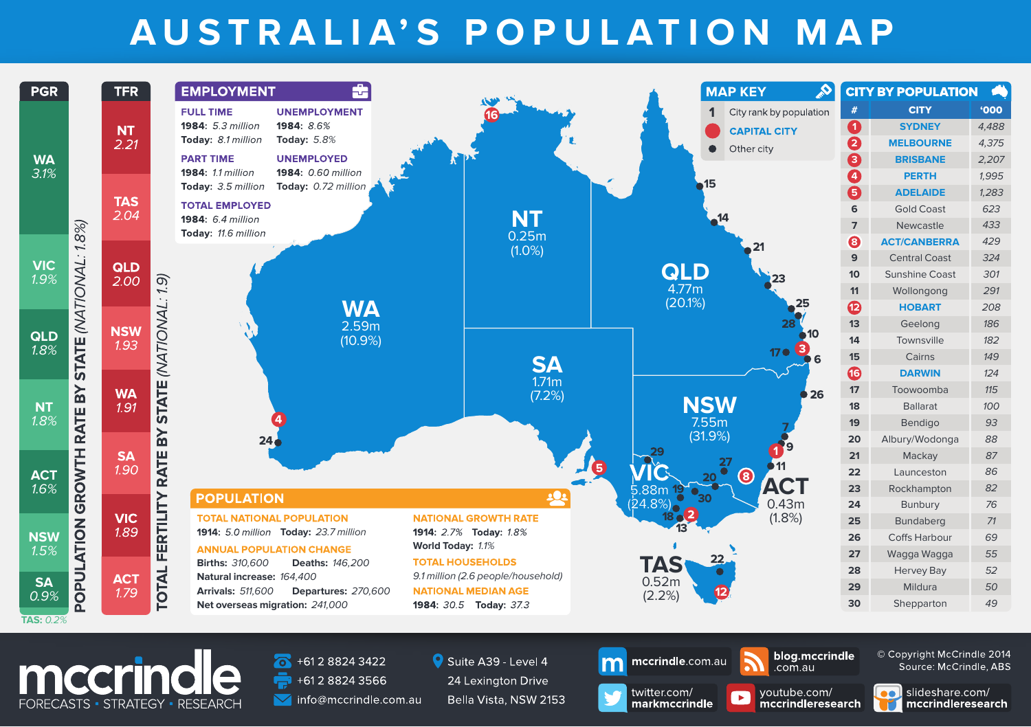# AUSTRALIA'S POPULATION MAP

## PGR

POPULATION GROWTH RATE BY STATE (NATIONAL: 1.8%)

| State | PGR |
|---|---|
| WA | 3.1% |
| VIC | 1.9% |
| QLD | 1.8% |
| NT | 1.8% |
| ACT | 1.6% |
| NSW | 1.5% |
| SA | 0.9% |
| TAS | 0.2% |

## TFR

TOTAL FERTILITY RATE BY STATE (NATIONAL: 1.9)

| State | TFR |
|---|---|
| NT | 2.21 |
| TAS | 2.04 |
| QLD | 2.00 |
| NSW | 1.93 |
| WA | 1.91 |
| SA | 1.90 |
| VIC | 1.89 |
| ACT | 1.79 |

## EMPLOYMENT

**FULL TIME**
**1984:** *5.3 million*
**Today:** *8.1 million*

**UNEMPLOYMENT**
**1984:** *8.6%*
**Today:** *5.8%*

**PART TIME**
**1984:** *1.1 million*
**Today:** *3.5 million*

**UNEMPLOYED**
**1984:** *0.60 million*
**Today:** *0.72 million*

**TOTAL EMPLOYED**
**1984:** *6.4 million*
**Today:** *11.6 million*

## STATES

- WA: 2.59m (10.9%)
- NT: 0.25m (1.0%)
- SA: 1.71m (7.2%)
- QLD: 4.77m (20.1%)
- NSW: 7.55m (31.9%)
- VIC: 5.88m (24.8%)
- ACT: 0.43m (1.8%)
- TAS: 0.52m (2.2%)

## MAP KEY

- 1 — City rank by population
- Red dot — CAPITAL CITY
- Black dot — Other city

## CITY BY POPULATION

| # | CITY | '000 |
|---|---|---|
| 1 | SYDNEY | 4,488 |
| 2 | MELBOURNE | 4,375 |
| 3 | BRISBANE | 2,207 |
| 4 | PERTH | 1,995 |
| 5 | ADELAIDE | 1,283 |
| 6 | Gold Coast | 623 |
| 7 | Newcastle | 433 |
| 8 | ACT/CANBERRA | 429 |
| 9 | Central Coast | 324 |
| 10 | Sunshine Coast | 301 |
| 11 | Wollongong | 291 |
| 12 | HOBART | 208 |
| 13 | Geelong | 186 |
| 14 | Townsville | 182 |
| 15 | Cairns | 149 |
| 16 | DARWIN | 124 |
| 17 | Toowoomba | 115 |
| 18 | Ballarat | 100 |
| 19 | Bendigo | 93 |
| 20 | Albury/Wodonga | 88 |
| 21 | Mackay | 87 |
| 22 | Launceston | 86 |
| 23 | Rockhampton | 82 |
| 24 | Bunbury | 76 |
| 25 | Bundaberg | 71 |
| 26 | Coffs Harbour | 69 |
| 27 | Wagga Wagga | 55 |
| 28 | Hervey Bay | 52 |
| 29 | Mildura | 50 |
| 30 | Shepparton | 49 |

## POPULATION

**TOTAL NATIONAL POPULATION**
**1914:** *5.0 million* **Today:** *23.7 million*

**ANNUAL POPULATION CHANGE**
**Births:** *310,600* **Deaths:** *146,200*
**Natural increase:** *164,400*
**Arrivals:** *511,600* **Departures:** *270,600*
**Net overseas migration:** *241,000*

**NATIONAL GROWTH RATE**
**1914:** *2.7%* **Today:** *1.8%*
**World Today:** *1.1%*

**TOTAL HOUSEHOLDS**
*9.1 million (2.6 people/household)*

**NATIONAL MEDIAN AGE**
**1984:** *30.5* **Today:** *37.3*

---

mccrindle
FORECASTS • STRATEGY • RESEARCH

+61 2 8824 3422
+61 2 8824 3566
info@mccrindle.com.au

Suite A39 - Level 4
24 Lexington Drive
Bella Vista, NSW 2153

mccrindle.com.au
blog.mccrindle.com.au
twitter.com/markmccrindle
youtube.com/mccrindleresearch
slideshare.com/mccrindleresearch

© Copyright McCrindle 2014
Source: McCrindle, ABS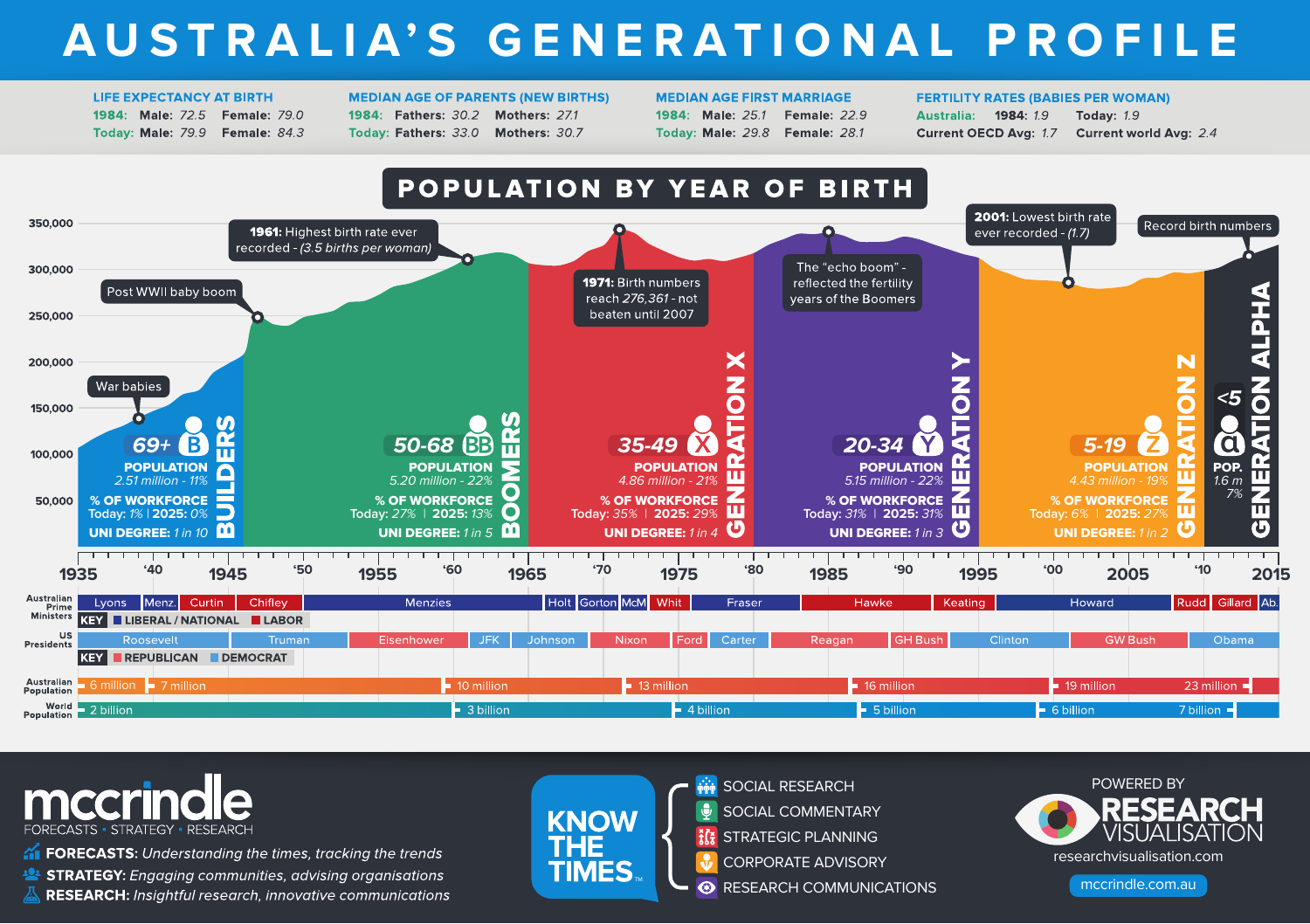# AUSTRALIA'S GENERATIONAL PROFILE

**LIFE EXPECTANCY AT BIRTH**
1984: Male: 72.5 Female: 79.0
Today: Male: 79.9 Female: 84.3

**MEDIAN AGE OF PARENTS (NEW BIRTHS)**
1984: Fathers: 30.2 Mothers: 27.1
Today: Fathers: 33.0 Mothers: 30.7

**MEDIAN AGE FIRST MARRIAGE**
1984: Male: 25.1 Female: 22.9
Today: Male: 29.8 Female: 28.1

**FERTILITY RATES (BABIES PER WOMAN)**
Australia: 1984: 1.9 Today: 1.9
Current OECD Avg: 1.7 Current world Avg: 2.4

## POPULATION BY YEAR OF BIRTH

350,000
300,000
250,000
200,000
150,000
100,000
50,000

War babies

Post WWII baby boom

**1961:** Highest birth rate ever recorded - *(3.5 births per woman)*

**1971:** Birth numbers reach *276,361* - not beaten until 2007

The "echo boom" - reflected the fertility years of the Boomers

**2001:** Lowest birth rate ever recorded - *(1.7)*

Record birth numbers

**BUILDERS**
69+ B
POPULATION
2.51 million - 11%
% OF WORKFORCE
Today: 1% | 2025: 0%
UNI DEGREE: 1 in 10

**BOOMERS**
50-68 BB
POPULATION
5.20 million - 22%
% OF WORKFORCE
Today: 27% | 2025: 13%
UNI DEGREE: 1 in 5

**GENERATION X**
35-49 X
POPULATION
4.86 million - 21%
% OF WORKFORCE
Today: 35% | 2025: 29%
UNI DEGREE: 1 in 4

**GENERATION Y**
20-34 Y
POPULATION
5.15 million - 22%
% OF WORKFORCE
Today: 31% | 2025: 31%
UNI DEGREE: 1 in 3

**GENERATION Z**
5-19 Z
POPULATION
4.43 million - 19%
% OF WORKFORCE
Today: 6% | 2025: 27%
UNI DEGREE: 1 in 2

**GENERATION ALPHA**
<5 α
POP.
1.6 m
7%

1935 '40 1945 '50 1955 '60 1965 '70 1975 '80 1985 '90 1995 '00 2005 '10 2015

Australian Prime Ministers: Lyons, Menz., Curtin, Chifley, Menzies, Holt, Gorton, McM, Whit, Fraser, Hawke, Keating, Howard, Rudd, Gillard, Ab.

KEY: LIBERAL / NATIONAL, LABOR

US Presidents: Roosevelt, Truman, Eisenhower, JFK, Johnson, Nixon, Ford, Carter, Reagan, GH Bush, Clinton, GW Bush, Obama

KEY: REPUBLICAN, DEMOCRAT

Australian Population: 6 million, 7 million, 10 million, 13 million, 16 million, 19 million, 23 million

World Population: 2 billion, 3 billion, 4 billion, 5 billion, 6 billion, 7 billion

**mccrindle**
FORECASTS • STRATEGY • RESEARCH

**FORECASTS:** *Understanding the times, tracking the trends*
**STRATEGY:** *Engaging communities, advising organisations*
**RESEARCH:** *Insightful research, innovative communications*

KNOW THE TIMES™

- SOCIAL RESEARCH
- SOCIAL COMMENTARY
- STRATEGIC PLANNING
- CORPORATE ADVISORY
- RESEARCH COMMUNICATIONS

POWERED BY RESEARCH VISUALISATION
researchvisualisation.com

mccrindle.com.au